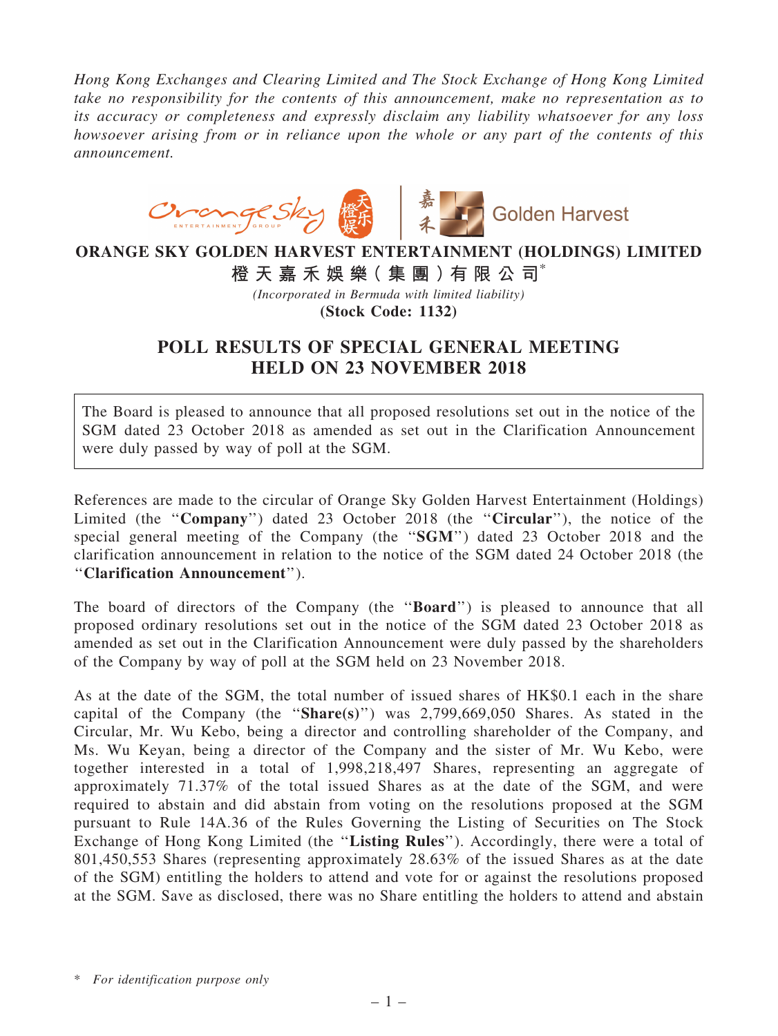*Hong Kong Exchanges and Clearing Limited and The Stock Exchange of Hong Kong Limited take no responsibility for the contents of this announcement, make no representation as to its accuracy or completeness and expressly disclaim any liability whatsoever for any loss howsoever arising from or in reliance upon the whole or any part of the contents of this announcement.*

# ORANGE SKY GOLDEN HARVEST ENTERTAINMENT (HOLDINGS) LIMITED

**橙天嘉禾娛樂(集團)有限公司***

*(Incorporated in Bermuda with limited liability)*

**(Stock Code: 1132)**

## POLL RESULTS OF SPECIAL GENERAL MEETING HELD ON 23 NOVEMBER 2018

The Board is pleased to announce that all proposed resolutions set out in the notice of the SGM dated 23 October 2018 as amended as set out in the Clarification Announcement were duly passed by way of poll at the SGM.

References are made to the circular of Orange Sky Golden Harvest Entertainment (Holdings) Limited (the "**Company**") dated 23 October 2018 (the "**Circular**"), the notice of the special general meeting of the Company (the "**SGM**") dated 23 October 2018 and the clarification announcement in relation to the notice of the SGM dated 24 October 2018 (the "**Clarification Announcement**").

The board of directors of the Company (the "**Board**") is pleased to announce that all proposed ordinary resolutions set out in the notice of the SGM dated 23 October 2018 as amended as set out in the Clarification Announcement were duly passed by the shareholders of the Company by way of poll at the SGM held on 23 November 2018.

As at the date of the SGM, the total number of issued shares of HK$0.1 each in the share capital of the Company (the "**Share(s)**") was 2,799,669,050 Shares. As stated in the Circular, Mr. Wu Kebo, being a director and controlling shareholder of the Company, and Ms. Wu Keyan, being a director of the Company and the sister of Mr. Wu Kebo, were together interested in a total of 1,998,218,497 Shares, representing an aggregate of approximately 71.37% of the total issued Shares as at the date of the SGM, and were required to abstain and did abstain from voting on the resolutions proposed at the SGM pursuant to Rule 14A.36 of the Rules Governing the Listing of Securities on The Stock Exchange of Hong Kong Limited (the "**Listing Rules**"). Accordingly, there were a total of 801,450,553 Shares (representing approximately 28.63% of the issued Shares as at the date of the SGM) entitling the holders to attend and vote for or against the resolutions proposed at the SGM. Save as disclosed, there was no Share entitling the holders to attend and abstain

\* *For identification purpose only*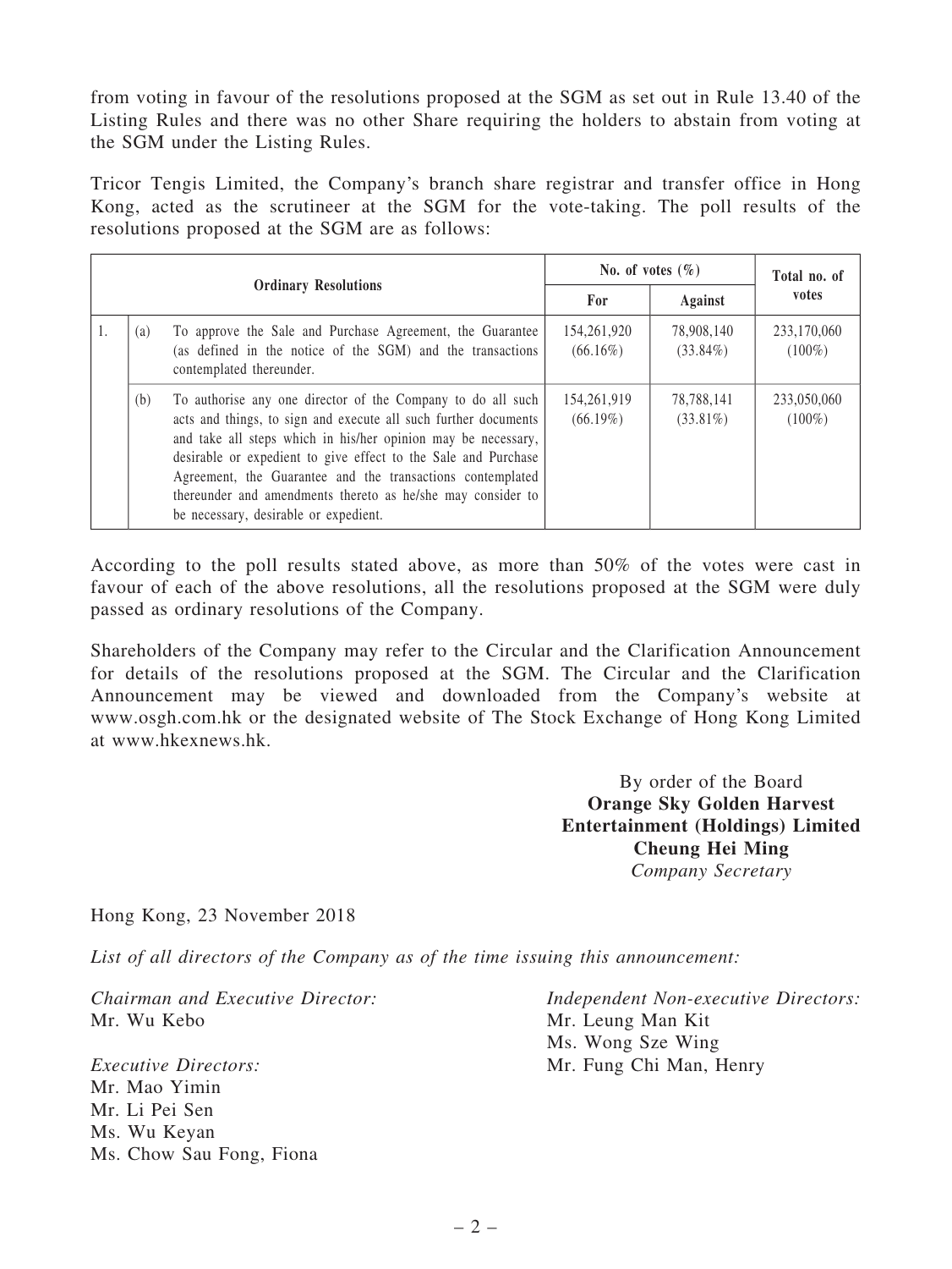from voting in favour of the resolutions proposed at the SGM as set out in Rule 13.40 of the Listing Rules and there was no other Share requiring the holders to abstain from voting at the SGM under the Listing Rules.

Tricor Tengis Limited, the Company's branch share registrar and transfer office in Hong Kong, acted as the scrutineer at the SGM for the vote-taking. The poll results of the resolutions proposed at the SGM are as follows:

| Ordinary Resolutions | | | No. of votes (%) | | Total no. of votes |
|---|---|---|---|---|---|
| | | | For | Against | |
| 1. | (a) | To approve the Sale and Purchase Agreement, the Guarantee (as defined in the notice of the SGM) and the transactions contemplated thereunder. | 154,261,920 (66.16%) | 78,908,140 (33.84%) | 233,170,060 (100%) |
| | (b) | To authorise any one director of the Company to do all such acts and things, to sign and execute all such further documents and take all steps which in his/her opinion may be necessary, desirable or expedient to give effect to the Sale and Purchase Agreement, the Guarantee and the transactions contemplated thereunder and amendments thereto as he/she may consider to be necessary, desirable or expedient. | 154,261,919 (66.19%) | 78,788,141 (33.81%) | 233,050,060 (100%) |

According to the poll results stated above, as more than 50% of the votes were cast in favour of each of the above resolutions, all the resolutions proposed at the SGM were duly passed as ordinary resolutions of the Company.

Shareholders of the Company may refer to the Circular and the Clarification Announcement for details of the resolutions proposed at the SGM. The Circular and the Clarification Announcement may be viewed and downloaded from the Company's website at www.osgh.com.hk or the designated website of The Stock Exchange of Hong Kong Limited at www.hkexnews.hk.

By order of the Board
**Orange Sky Golden Harvest Entertainment (Holdings) Limited**
**Cheung Hei Ming**
*Company Secretary*

Hong Kong, 23 November 2018

*List of all directors of the Company as of the time issuing this announcement:*

*Chairman and Executive Director:*
Mr. Wu Kebo

*Executive Directors:*
Mr. Mao Yimin
Mr. Li Pei Sen
Ms. Wu Keyan
Ms. Chow Sau Fong, Fiona

*Independent Non-executive Directors:*
Mr. Leung Man Kit
Ms. Wong Sze Wing
Mr. Fung Chi Man, Henry